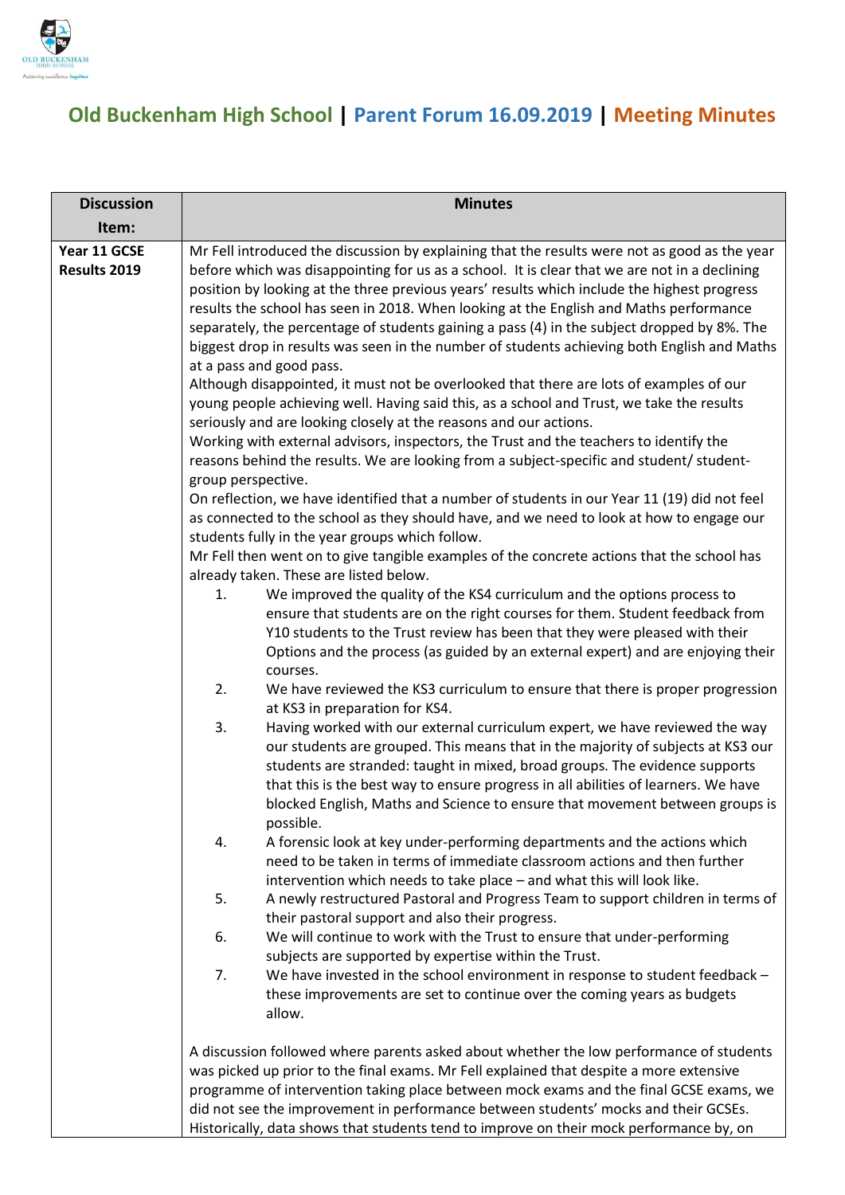# Old Buckenham High School | Parent Forum 16.09.2019 | Meeting Minutes

| Discussion Item: | Minutes |
|---|---|
| **Year 11 GCSE Results 2019** | Mr Fell introduced the discussion by explaining that the results were not as good as the year before which was disappointing for us as a school. It is clear that we are not in a declining position by looking at the three previous years' results which include the highest progress results the school has seen in 2018. When looking at the English and Maths performance separately, the percentage of students gaining a pass (4) in the subject dropped by 8%. The biggest drop in results was seen in the number of students achieving both English and Maths at a pass and good pass.<br>Although disappointed, it must not be overlooked that there are lots of examples of our young people achieving well. Having said this, as a school and Trust, we take the results seriously and are looking closely at the reasons and our actions.<br>Working with external advisors, inspectors, the Trust and the teachers to identify the reasons behind the results. We are looking from a subject-specific and student/ student-group perspective.<br>On reflection, we have identified that a number of students in our Year 11 (19) did not feel as connected to the school as they should have, and we need to look at how to engage our students fully in the year groups which follow.<br>Mr Fell then went on to give tangible examples of the concrete actions that the school has already taken. These are listed below.<br>1. We improved the quality of the KS4 curriculum and the options process to ensure that students are on the right courses for them. Student feedback from Y10 students to the Trust review has been that they were pleased with their Options and the process (as guided by an external expert) and are enjoying their courses.<br>2. We have reviewed the KS3 curriculum to ensure that there is proper progression at KS3 in preparation for KS4.<br>3. Having worked with our external curriculum expert, we have reviewed the way our students are grouped. This means that in the majority of subjects at KS3 our students are stranded: taught in mixed, broad groups. The evidence supports that this is the best way to ensure progress in all abilities of learners. We have blocked English, Maths and Science to ensure that movement between groups is possible.<br>4. A forensic look at key under-performing departments and the actions which need to be taken in terms of immediate classroom actions and then further intervention which needs to take place – and what this will look like.<br>5. A newly restructured Pastoral and Progress Team to support children in terms of their pastoral support and also their progress.<br>6. We will continue to work with the Trust to ensure that under-performing subjects are supported by expertise within the Trust.<br>7. We have invested in the school environment in response to student feedback – these improvements are set to continue over the coming years as budgets allow.<br><br>A discussion followed where parents asked about whether the low performance of students was picked up prior to the final exams. Mr Fell explained that despite a more extensive programme of intervention taking place between mock exams and the final GCSE exams, we did not see the improvement in performance between students' mocks and their GCSEs. Historically, data shows that students tend to improve on their mock performance by, on |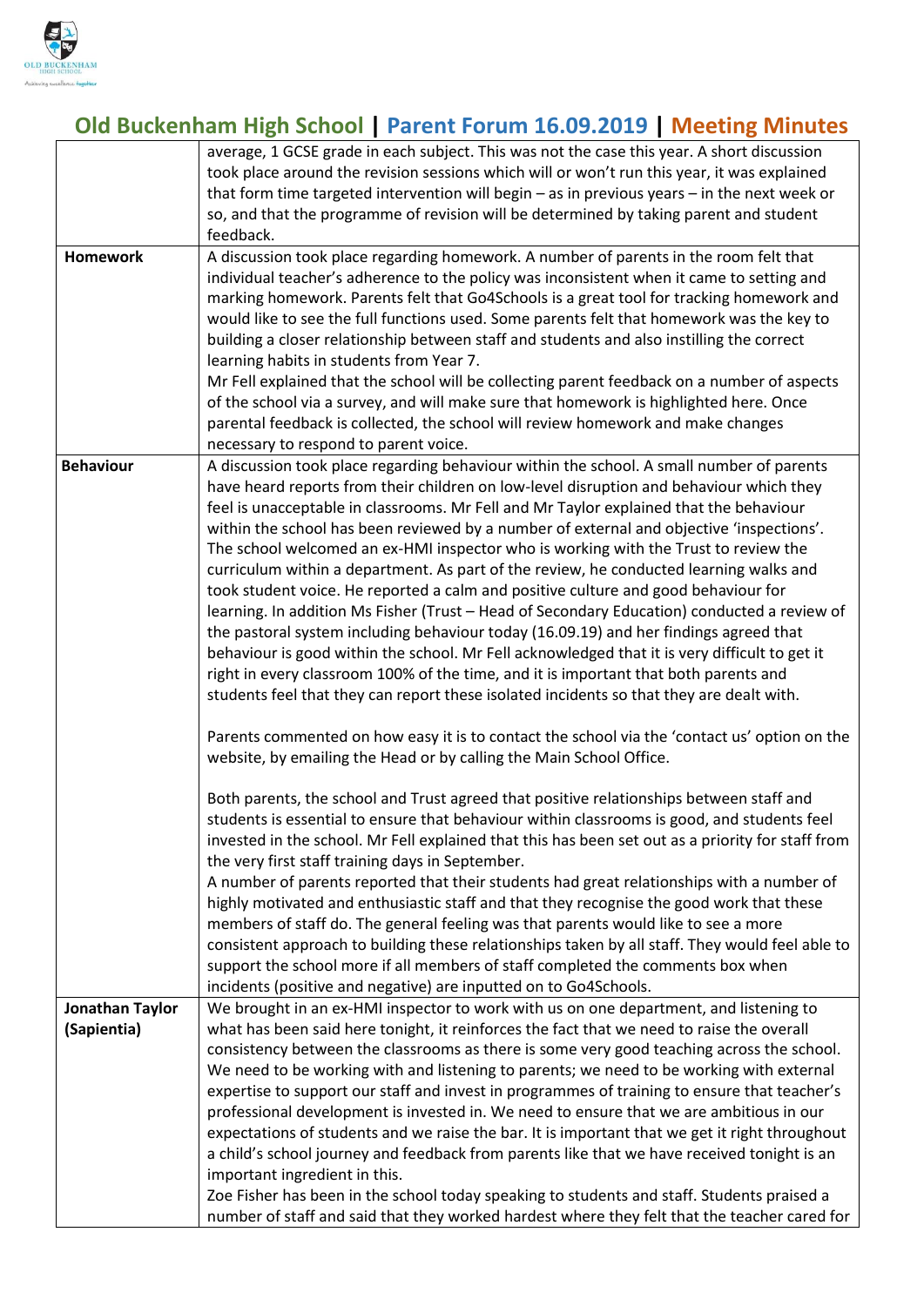| | |
|---|---|
| | average, 1 GCSE grade in each subject. This was not the case this year. A short discussion took place around the revision sessions which will or won't run this year, it was explained that form time targeted intervention will begin – as in previous years – in the next week or so, and that the programme of revision will be determined by taking parent and student feedback. |
| **Homework** | A discussion took place regarding homework. A number of parents in the room felt that individual teacher's adherence to the policy was inconsistent when it came to setting and marking homework. Parents felt that Go4Schools is a great tool for tracking homework and would like to see the full functions used. Some parents felt that homework was the key to building a closer relationship between staff and students and also instilling the correct learning habits in students from Year 7.<br>Mr Fell explained that the school will be collecting parent feedback on a number of aspects of the school via a survey, and will make sure that homework is highlighted here. Once parental feedback is collected, the school will review homework and make changes necessary to respond to parent voice. |
| **Behaviour** | A discussion took place regarding behaviour within the school. A small number of parents have heard reports from their children on low-level disruption and behaviour which they feel is unacceptable in classrooms. Mr Fell and Mr Taylor explained that the behaviour within the school has been reviewed by a number of external and objective 'inspections'. The school welcomed an ex-HMI inspector who is working with the Trust to review the curriculum within a department. As part of the review, he conducted learning walks and took student voice. He reported a calm and positive culture and good behaviour for learning. In addition Ms Fisher (Trust – Head of Secondary Education) conducted a review of the pastoral system including behaviour today (16.09.19) and her findings agreed that behaviour is good within the school. Mr Fell acknowledged that it is very difficult to get it right in every classroom 100% of the time, and it is important that both parents and students feel that they can report these isolated incidents so that they are dealt with.<br><br>Parents commented on how easy it is to contact the school via the 'contact us' option on the website, by emailing the Head or by calling the Main School Office.<br><br>Both parents, the school and Trust agreed that positive relationships between staff and students is essential to ensure that behaviour within classrooms is good, and students feel invested in the school. Mr Fell explained that this has been set out as a priority for staff from the very first staff training days in September.<br>A number of parents reported that their students had great relationships with a number of highly motivated and enthusiastic staff and that they recognise the good work that these members of staff do. The general feeling was that parents would like to see a more consistent approach to building these relationships taken by all staff. They would feel able to support the school more if all members of staff completed the comments box when incidents (positive and negative) are inputted on to Go4Schools. |
| **Jonathan Taylor (Sapientia)** | We brought in an ex-HMI inspector to work with us on one department, and listening to what has been said here tonight, it reinforces the fact that we need to raise the overall consistency between the classrooms as there is some very good teaching across the school. We need to be working with and listening to parents; we need to be working with external expertise to support our staff and invest in programmes of training to ensure that teacher's professional development is invested in. We need to ensure that we are ambitious in our expectations of students and we raise the bar. It is important that we get it right throughout a child's school journey and feedback from parents like that we have received tonight is an important ingredient in this.<br>Zoe Fisher has been in the school today speaking to students and staff. Students praised a number of staff and said that they worked hardest where they felt that the teacher cared for |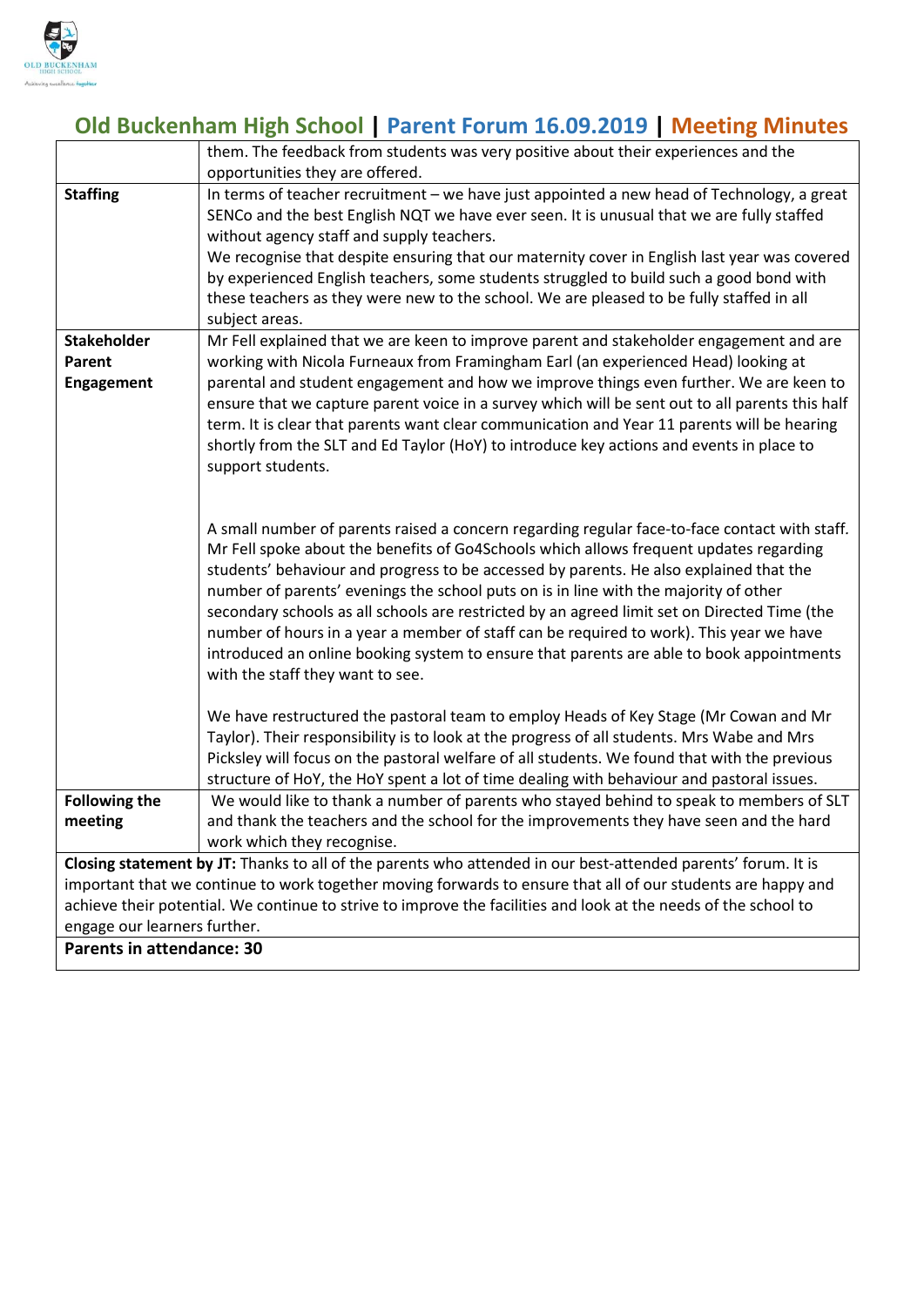| | |
|---|---|
| | them. The feedback from students was very positive about their experiences and the opportunities they are offered. |
| **Staffing** | In terms of teacher recruitment – we have just appointed a new head of Technology, a great SENCo and the best English NQT we have ever seen. It is unusual that we are fully staffed without agency staff and supply teachers.<br>We recognise that despite ensuring that our maternity cover in English last year was covered by experienced English teachers, some students struggled to build such a good bond with these teachers as they were new to the school. We are pleased to be fully staffed in all subject areas. |
| **Stakeholder Parent Engagement** | Mr Fell explained that we are keen to improve parent and stakeholder engagement and are working with Nicola Furneaux from Framingham Earl (an experienced Head) looking at parental and student engagement and how we improve things even further. We are keen to ensure that we capture parent voice in a survey which will be sent out to all parents this half term. It is clear that parents want clear communication and Year 11 parents will be hearing shortly from the SLT and Ed Taylor (HoY) to introduce key actions and events in place to support students.<br><br>A small number of parents raised a concern regarding regular face-to-face contact with staff. Mr Fell spoke about the benefits of Go4Schools which allows frequent updates regarding students' behaviour and progress to be accessed by parents. He also explained that the number of parents' evenings the school puts on is in line with the majority of other secondary schools as all schools are restricted by an agreed limit set on Directed Time (the number of hours in a year a member of staff can be required to work). This year we have introduced an online booking system to ensure that parents are able to book appointments with the staff they want to see.<br><br>We have restructured the pastoral team to employ Heads of Key Stage (Mr Cowan and Mr Taylor). Their responsibility is to look at the progress of all students. Mrs Wabe and Mrs Picksley will focus on the pastoral welfare of all students. We found that with the previous structure of HoY, the HoY spent a lot of time dealing with behaviour and pastoral issues. |
| **Following the meeting** | We would like to thank a number of parents who stayed behind to speak to members of SLT and thank the teachers and the school for the improvements they have seen and the hard work which they recognise. |
| **Closing statement by JT:** Thanks to all of the parents who attended in our best-attended parents' forum. It is important that we continue to work together moving forwards to ensure that all of our students are happy and achieve their potential. We continue to strive to improve the facilities and look at the needs of the school to engage our learners further. | |
| **Parents in attendance: 30** | |